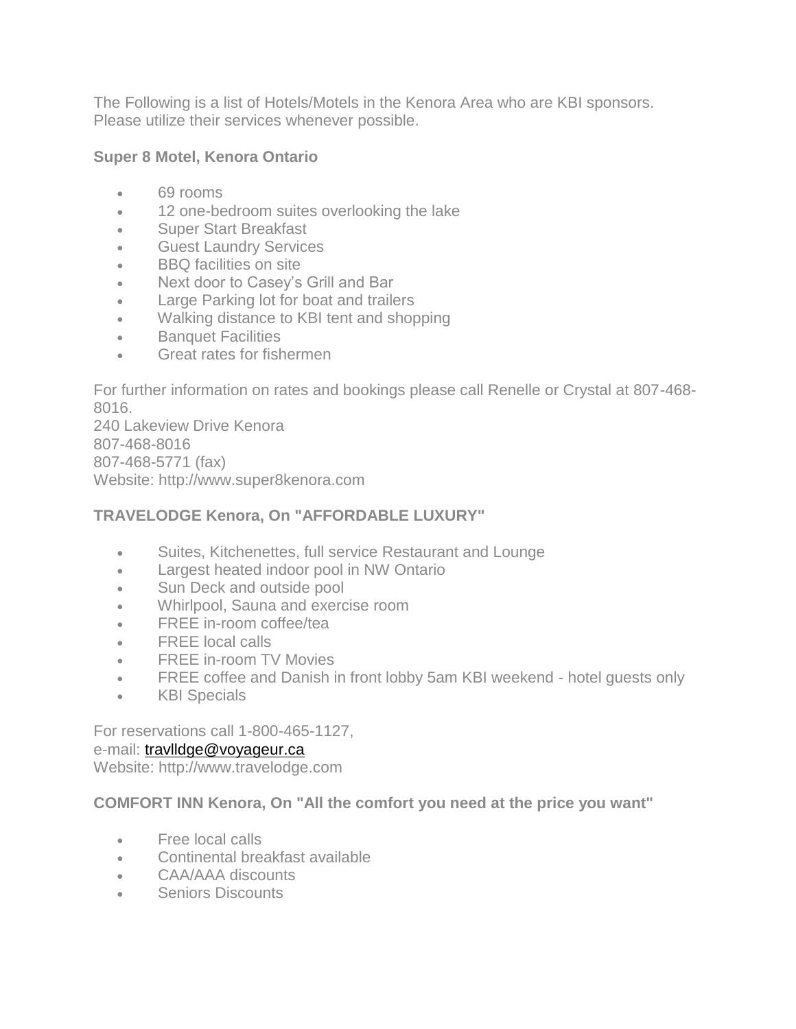The Following is a list of Hotels/Motels in the Kenora Area who are KBI sponsors.
Please utilize their services whenever possible.

**Super 8 Motel, Kenora Ontario**

- 69 rooms
- 12 one-bedroom suites overlooking the lake
- Super Start Breakfast
- Guest Laundry Services
- BBQ facilities on site
- Next door to Casey's Grill and Bar
- Large Parking lot for boat and trailers
- Walking distance to KBI tent and shopping
- Banquet Facilities
- Great rates for fishermen

For further information on rates and bookings please call Renelle or Crystal at 807-468-8016.
240 Lakeview Drive Kenora
807-468-8016
807-468-5771 (fax)
Website: http://www.super8kenora.com

**TRAVELODGE Kenora, On "AFFORDABLE LUXURY"**

- Suites, Kitchenettes, full service Restaurant and Lounge
- Largest heated indoor pool in NW Ontario
- Sun Deck and outside pool
- Whirlpool, Sauna and exercise room
- FREE in-room coffee/tea
- FREE local calls
- FREE in-room TV Movies
- FREE coffee and Danish in front lobby 5am KBI weekend - hotel guests only
- KBI Specials

For reservations call 1-800-465-1127,
e-mail: [travlldge@voyageur.ca](mailto:travlldge@voyageur.ca)
Website: http://www.travelodge.com

**COMFORT INN Kenora, On "All the comfort you need at the price you want"**

- Free local calls
- Continental breakfast available
- CAA/AAA discounts
- Seniors Discounts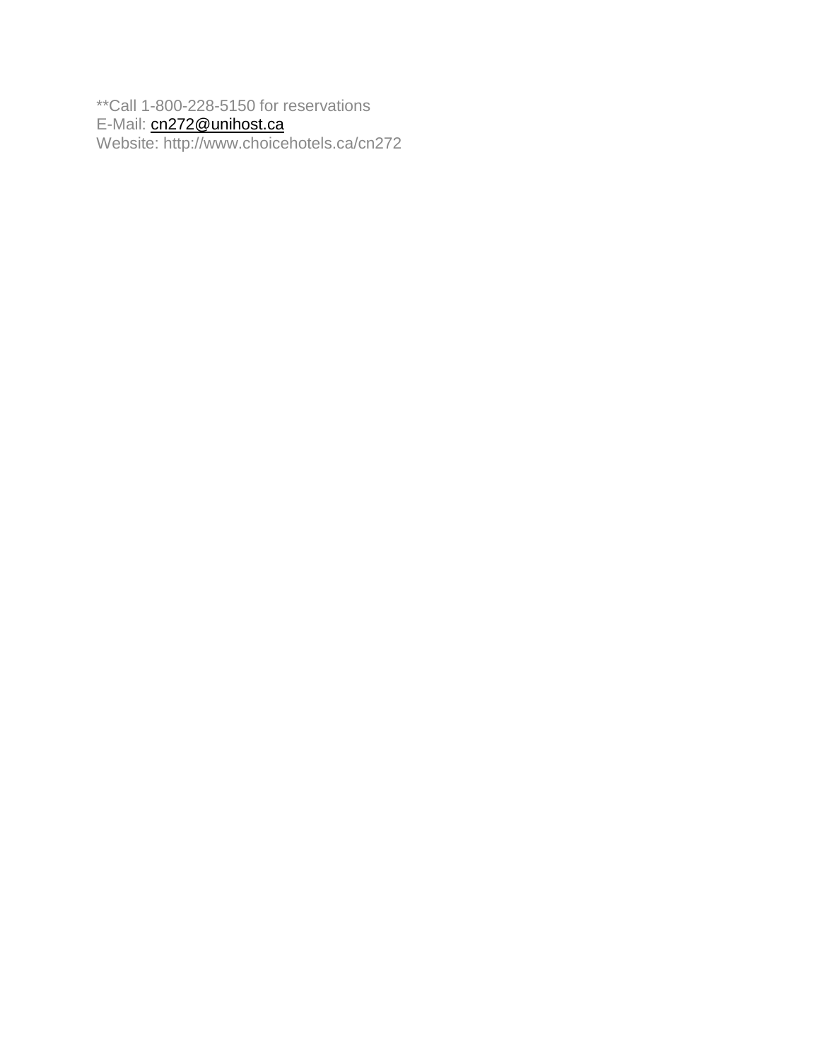**Call 1-800-228-5150 for reservations
E-Mail: cn272@unihost.ca
Website: http://www.choicehotels.ca/cn272